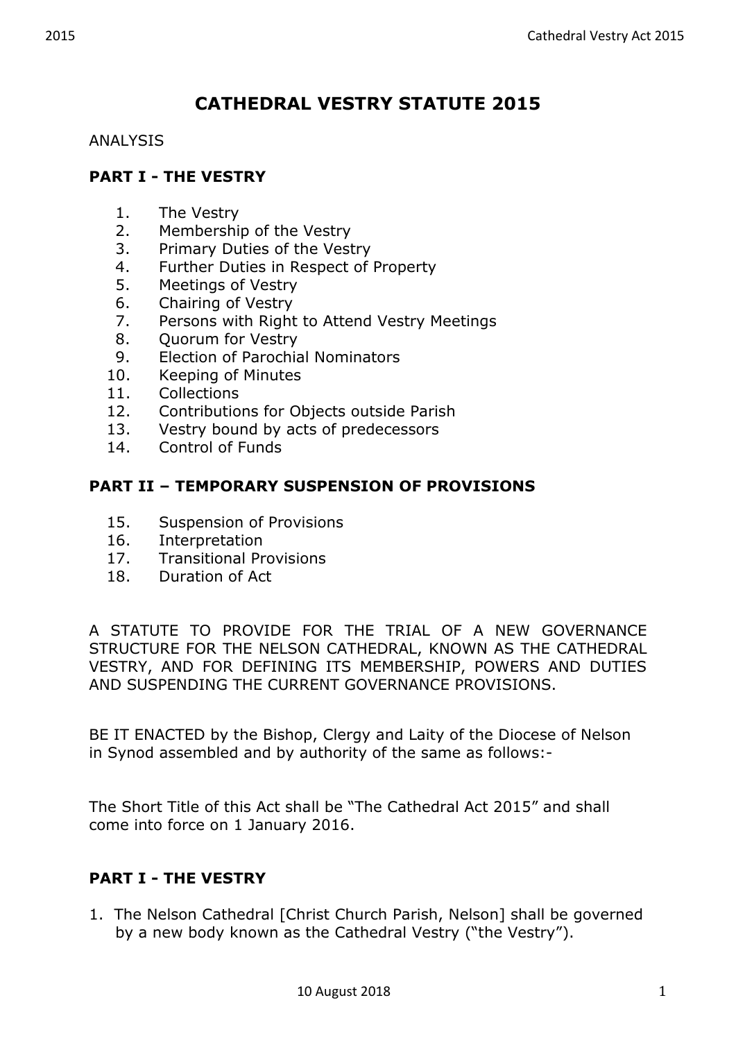# CATHEDRAL VESTRY STATUTE 2015

ANALYSIS

## PART I - THE VESTRY

1. The Vestry
2. Membership of the Vestry
3. Primary Duties of the Vestry
4. Further Duties in Respect of Property
5. Meetings of Vestry
6. Chairing of Vestry
7. Persons with Right to Attend Vestry Meetings
8. Quorum for Vestry
9. Election of Parochial Nominators
10. Keeping of Minutes
11. Collections
12. Contributions for Objects outside Parish
13. Vestry bound by acts of predecessors
14. Control of Funds

## PART II – TEMPORARY SUSPENSION OF PROVISIONS

15. Suspension of Provisions
16. Interpretation
17. Transitional Provisions
18. Duration of Act

A STATUTE TO PROVIDE FOR THE TRIAL OF A NEW GOVERNANCE STRUCTURE FOR THE NELSON CATHEDRAL, KNOWN AS THE CATHEDRAL VESTRY, AND FOR DEFINING ITS MEMBERSHIP, POWERS AND DUTIES AND SUSPENDING THE CURRENT GOVERNANCE PROVISIONS.

BE IT ENACTED by the Bishop, Clergy and Laity of the Diocese of Nelson in Synod assembled and by authority of the same as follows:-

The Short Title of this Act shall be "The Cathedral Act 2015" and shall come into force on 1 January 2016.

## PART I - THE VESTRY

1. The Nelson Cathedral [Christ Church Parish, Nelson] shall be governed by a new body known as the Cathedral Vestry ("the Vestry").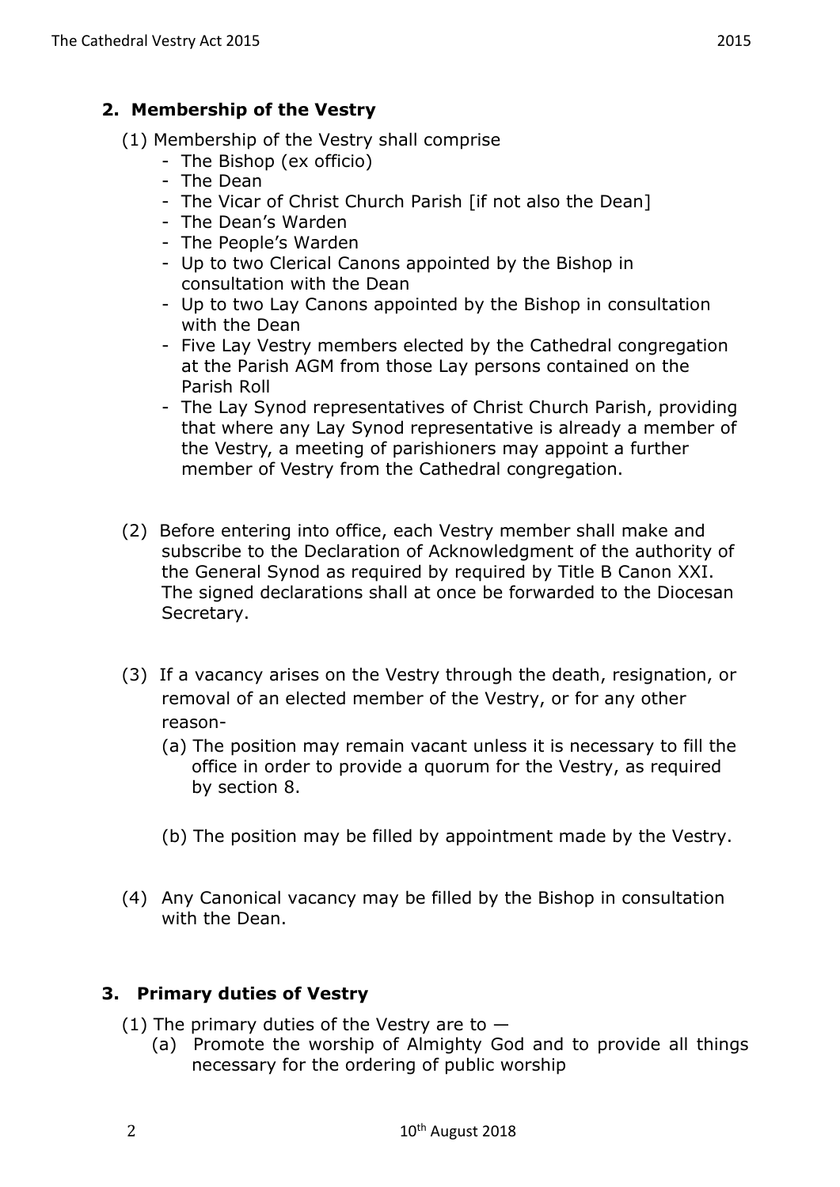## 2. Membership of the Vestry

(1) Membership of the Vestry shall comprise

- The Bishop (ex officio)
- The Dean
- The Vicar of Christ Church Parish [if not also the Dean]
- The Dean's Warden
- The People's Warden
- Up to two Clerical Canons appointed by the Bishop in consultation with the Dean
- Up to two Lay Canons appointed by the Bishop in consultation with the Dean
- Five Lay Vestry members elected by the Cathedral congregation at the Parish AGM from those Lay persons contained on the Parish Roll
- The Lay Synod representatives of Christ Church Parish, providing that where any Lay Synod representative is already a member of the Vestry, a meeting of parishioners may appoint a further member of Vestry from the Cathedral congregation.

(2) Before entering into office, each Vestry member shall make and subscribe to the Declaration of Acknowledgment of the authority of the General Synod as required by required by Title B Canon XXI. The signed declarations shall at once be forwarded to the Diocesan Secretary.

(3) If a vacancy arises on the Vestry through the death, resignation, or removal of an elected member of the Vestry, or for any other reason-

(a) The position may remain vacant unless it is necessary to fill the office in order to provide a quorum for the Vestry, as required by section 8.

(b) The position may be filled by appointment made by the Vestry.

(4) Any Canonical vacancy may be filled by the Bishop in consultation with the Dean.

## 3. Primary duties of Vestry

(1) The primary duties of the Vestry are to —

(a) Promote the worship of Almighty God and to provide all things necessary for the ordering of public worship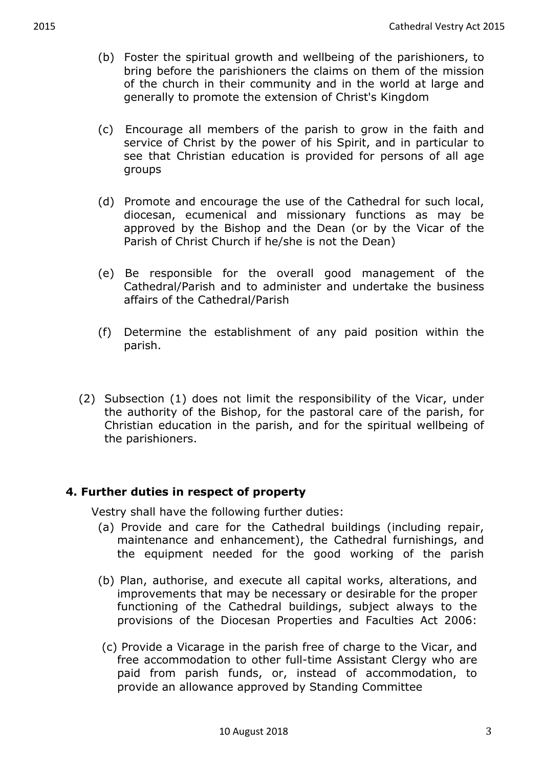(b) Foster the spiritual growth and wellbeing of the parishioners, to bring before the parishioners the claims on them of the mission of the church in their community and in the world at large and generally to promote the extension of Christ's Kingdom

(c) Encourage all members of the parish to grow in the faith and service of Christ by the power of his Spirit, and in particular to see that Christian education is provided for persons of all age groups

(d) Promote and encourage the use of the Cathedral for such local, diocesan, ecumenical and missionary functions as may be approved by the Bishop and the Dean (or by the Vicar of the Parish of Christ Church if he/she is not the Dean)

(e) Be responsible for the overall good management of the Cathedral/Parish and to administer and undertake the business affairs of the Cathedral/Parish

(f) Determine the establishment of any paid position within the parish.

(2) Subsection (1) does not limit the responsibility of the Vicar, under the authority of the Bishop, for the pastoral care of the parish, for Christian education in the parish, and for the spiritual wellbeing of the parishioners.

## 4. Further duties in respect of property

Vestry shall have the following further duties:

(a) Provide and care for the Cathedral buildings (including repair, maintenance and enhancement), the Cathedral furnishings, and the equipment needed for the good working of the parish

(b) Plan, authorise, and execute all capital works, alterations, and improvements that may be necessary or desirable for the proper functioning of the Cathedral buildings, subject always to the provisions of the Diocesan Properties and Faculties Act 2006:

(c) Provide a Vicarage in the parish free of charge to the Vicar, and free accommodation to other full-time Assistant Clergy who are paid from parish funds, or, instead of accommodation, to provide an allowance approved by Standing Committee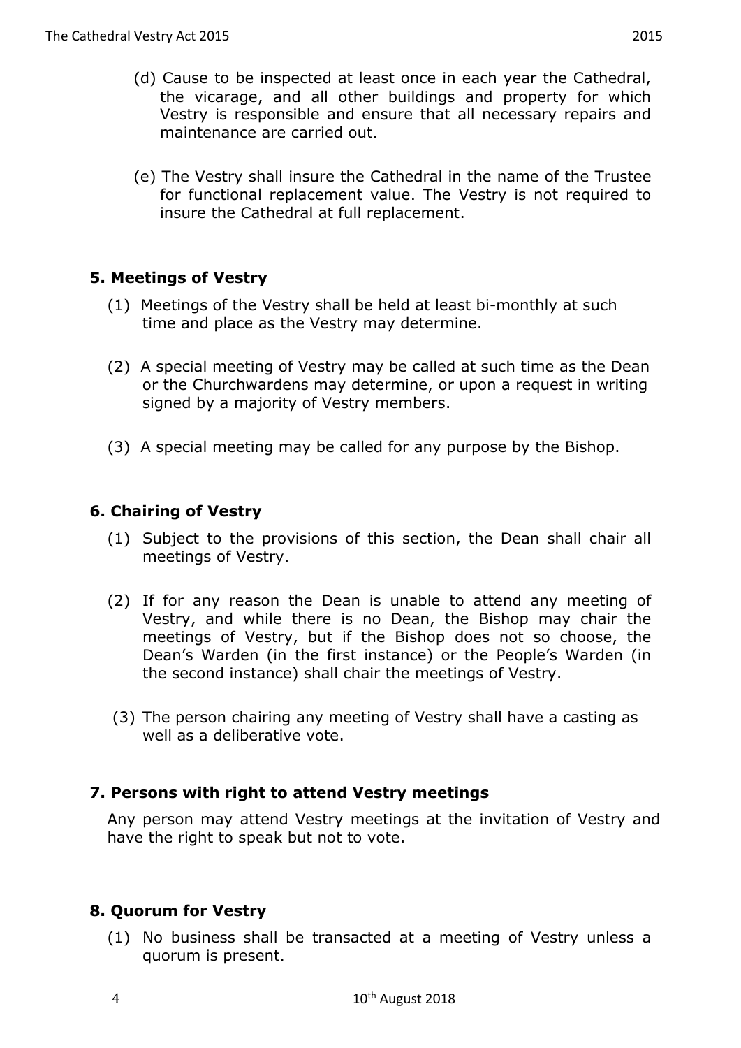(d) Cause to be inspected at least once in each year the Cathedral, the vicarage, and all other buildings and property for which Vestry is responsible and ensure that all necessary repairs and maintenance are carried out.

(e) The Vestry shall insure the Cathedral in the name of the Trustee for functional replacement value. The Vestry is not required to insure the Cathedral at full replacement.

## 5. Meetings of Vestry

(1) Meetings of the Vestry shall be held at least bi-monthly at such time and place as the Vestry may determine.

(2) A special meeting of Vestry may be called at such time as the Dean or the Churchwardens may determine, or upon a request in writing signed by a majority of Vestry members.

(3) A special meeting may be called for any purpose by the Bishop.

## 6. Chairing of Vestry

(1) Subject to the provisions of this section, the Dean shall chair all meetings of Vestry.

(2) If for any reason the Dean is unable to attend any meeting of Vestry, and while there is no Dean, the Bishop may chair the meetings of Vestry, but if the Bishop does not so choose, the Dean's Warden (in the first instance) or the People's Warden (in the second instance) shall chair the meetings of Vestry.

(3) The person chairing any meeting of Vestry shall have a casting as well as a deliberative vote.

## 7. Persons with right to attend Vestry meetings

Any person may attend Vestry meetings at the invitation of Vestry and have the right to speak but not to vote.

## 8. Quorum for Vestry

(1) No business shall be transacted at a meeting of Vestry unless a quorum is present.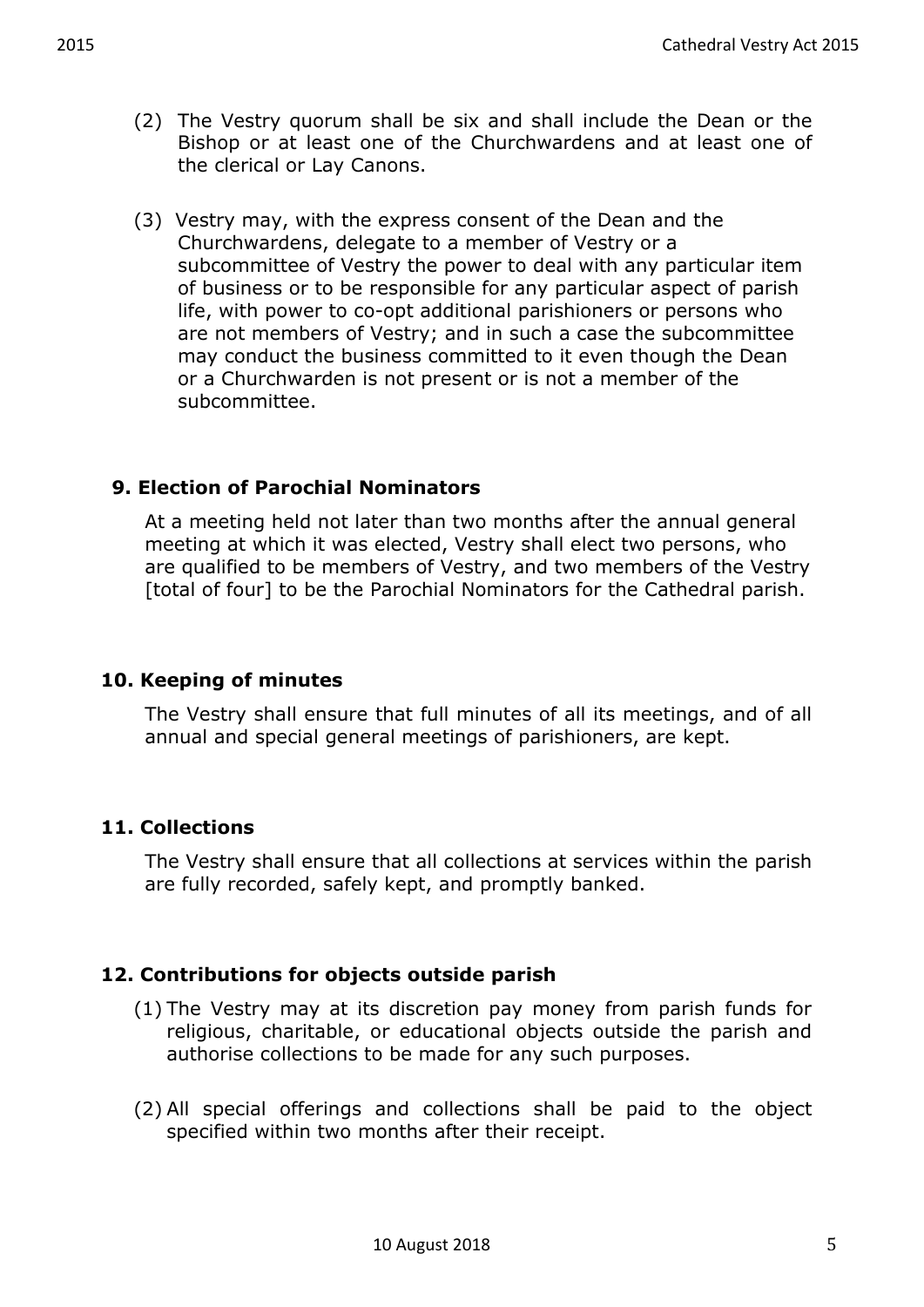(2) The Vestry quorum shall be six and shall include the Dean or the Bishop or at least one of the Churchwardens and at least one of the clerical or Lay Canons.

(3) Vestry may, with the express consent of the Dean and the Churchwardens, delegate to a member of Vestry or a subcommittee of Vestry the power to deal with any particular item of business or to be responsible for any particular aspect of parish life, with power to co-opt additional parishioners or persons who are not members of Vestry; and in such a case the subcommittee may conduct the business committed to it even though the Dean or a Churchwarden is not present or is not a member of the subcommittee.

### 9. Election of Parochial Nominators

At a meeting held not later than two months after the annual general meeting at which it was elected, Vestry shall elect two persons, who are qualified to be members of Vestry, and two members of the Vestry [total of four] to be the Parochial Nominators for the Cathedral parish.

### 10. Keeping of minutes

The Vestry shall ensure that full minutes of all its meetings, and of all annual and special general meetings of parishioners, are kept.

### 11. Collections

The Vestry shall ensure that all collections at services within the parish are fully recorded, safely kept, and promptly banked.

### 12. Contributions for objects outside parish

(1) The Vestry may at its discretion pay money from parish funds for religious, charitable, or educational objects outside the parish and authorise collections to be made for any such purposes.

(2) All special offerings and collections shall be paid to the object specified within two months after their receipt.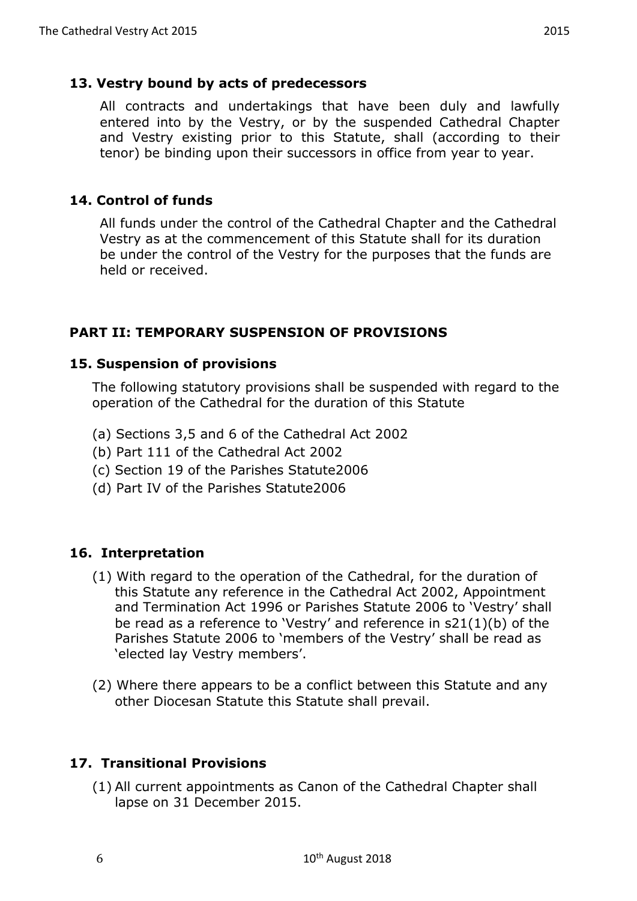### 13. Vestry bound by acts of predecessors

All contracts and undertakings that have been duly and lawfully entered into by the Vestry, or by the suspended Cathedral Chapter and Vestry existing prior to this Statute, shall (according to their tenor) be binding upon their successors in office from year to year.

### 14. Control of funds

All funds under the control of the Cathedral Chapter and the Cathedral Vestry as at the commencement of this Statute shall for its duration be under the control of the Vestry for the purposes that the funds are held or received.

## PART II: TEMPORARY SUSPENSION OF PROVISIONS

### 15. Suspension of provisions

The following statutory provisions shall be suspended with regard to the operation of the Cathedral for the duration of this Statute

(a) Sections 3,5 and 6 of the Cathedral Act 2002
(b) Part 111 of the Cathedral Act 2002
(c) Section 19 of the Parishes Statute2006
(d) Part IV of the Parishes Statute2006

### 16. Interpretation

(1) With regard to the operation of the Cathedral, for the duration of this Statute any reference in the Cathedral Act 2002, Appointment and Termination Act 1996 or Parishes Statute 2006 to 'Vestry' shall be read as a reference to 'Vestry' and reference in s21(1)(b) of the Parishes Statute 2006 to 'members of the Vestry' shall be read as 'elected lay Vestry members'.

(2) Where there appears to be a conflict between this Statute and any other Diocesan Statute this Statute shall prevail.

### 17. Transitional Provisions

(1) All current appointments as Canon of the Cathedral Chapter shall lapse on 31 December 2015.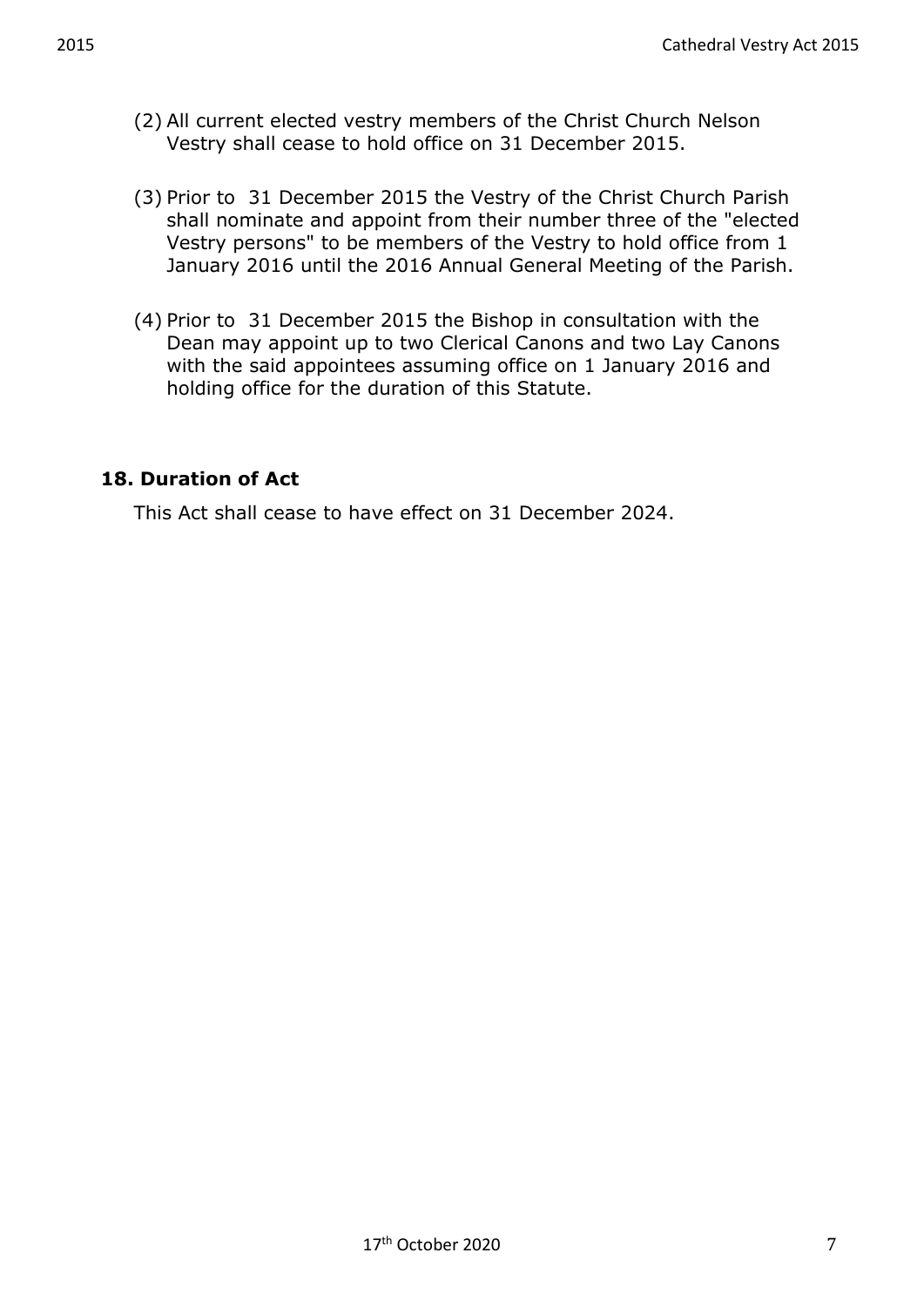(2) All current elected vestry members of the Christ Church Nelson Vestry shall cease to hold office on 31 December 2015.

(3) Prior to 31 December 2015 the Vestry of the Christ Church Parish shall nominate and appoint from their number three of the "elected Vestry persons" to be members of the Vestry to hold office from 1 January 2016 until the 2016 Annual General Meeting of the Parish.

(4) Prior to 31 December 2015 the Bishop in consultation with the Dean may appoint up to two Clerical Canons and two Lay Canons with the said appointees assuming office on 1 January 2016 and holding office for the duration of this Statute.

### 18. Duration of Act

This Act shall cease to have effect on 31 December 2024.